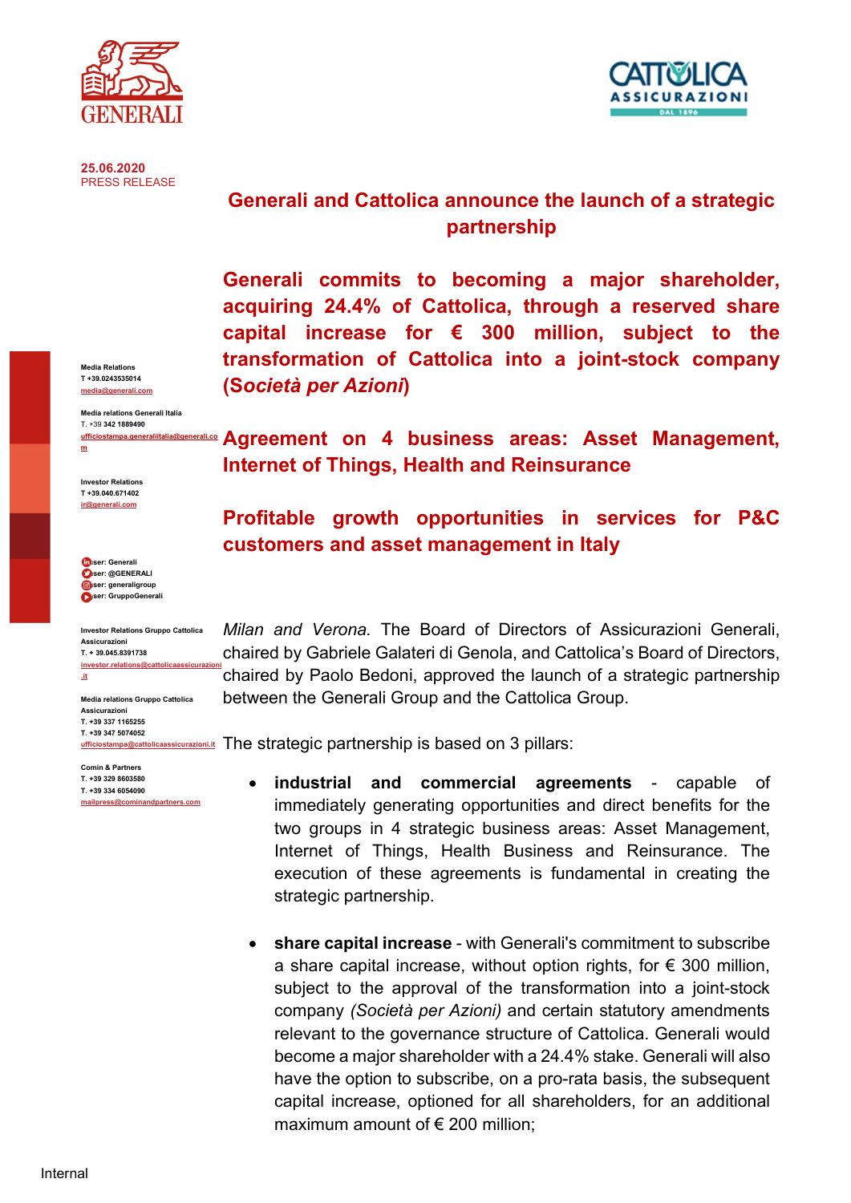25.06.2020
PRESS RELEASE

# Generali and Cattolica announce the launch of a strategic partnership

## Generali commits to becoming a major shareholder, acquiring 24.4% of Cattolica, through a reserved share capital increase for € 300 million, subject to the transformation of Cattolica into a joint-stock company (*Società per Azioni*)

## Agreement on 4 business areas: Asset Management, Internet of Things, Health and Reinsurance

## Profitable growth opportunities in services for P&C customers and asset management in Italy

**Media Relations**
**T +39.0243535014**
media@generali.com

**Media relations Generali Italia**
T. +39 **342 1889490**
ufficiostampa.generaliitalia@generali.com

**Investor Relations**
**T +39.040.671402**
ir@generali.com

user: Generali
user: @GENERALI
user: generaligroup
user: GruppoGenerali

**Investor Relations Gruppo Cattolica Assicurazioni**
**T. + 39.045.8391738**
investor.relations@cattolicaassicurazioni.it

**Media relations Gruppo Cattolica Assicurazioni**
**T. +39 337 1165255**
**T. +39 347 5074052**
ufficiostampa@cattolicaassicurazioni.it

**Comin & Partners**
**T. +39 329 8603580**
**T. +39 334 6054090**
mailpress@cominandpartners.com

*Milan and Verona.* The Board of Directors of Assicurazioni Generali, chaired by Gabriele Galateri di Genola, and Cattolica's Board of Directors, chaired by Paolo Bedoni, approved the launch of a strategic partnership between the Generali Group and the Cattolica Group.

The strategic partnership is based on 3 pillars:

- **industrial and commercial agreements** - capable of immediately generating opportunities and direct benefits for the two groups in 4 strategic business areas: Asset Management, Internet of Things, Health Business and Reinsurance. The execution of these agreements is fundamental in creating the strategic partnership.

- **share capital increase** - with Generali's commitment to subscribe a share capital increase, without option rights, for € 300 million, subject to the approval of the transformation into a joint-stock company *(Società per Azioni)* and certain statutory amendments relevant to the governance structure of Cattolica. Generali would become a major shareholder with a 24.4% stake. Generali will also have the option to subscribe, on a pro-rata basis, the subsequent capital increase, optioned for all shareholders, for an additional maximum amount of € 200 million;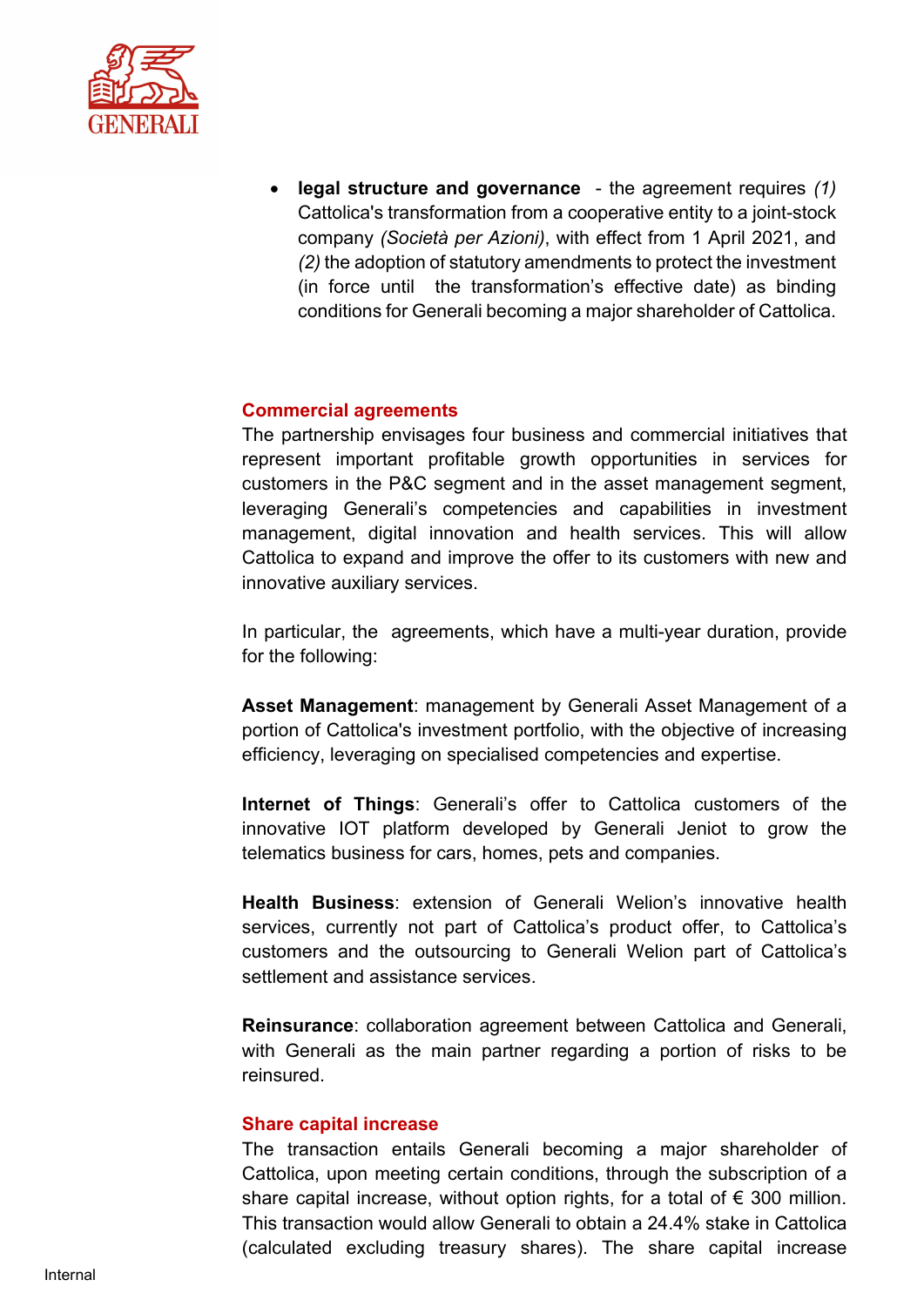- **legal structure and governance** - the agreement requires *(1)* Cattolica's transformation from a cooperative entity to a joint-stock company *(Società per Azioni)*, with effect from 1 April 2021, and *(2)* the adoption of statutory amendments to protect the investment (in force until the transformation's effective date) as binding conditions for Generali becoming a major shareholder of Cattolica.

## Commercial agreements

The partnership envisages four business and commercial initiatives that represent important profitable growth opportunities in services for customers in the P&C segment and in the asset management segment, leveraging Generali's competencies and capabilities in investment management, digital innovation and health services. This will allow Cattolica to expand and improve the offer to its customers with new and innovative auxiliary services.

In particular, the agreements, which have a multi-year duration, provide for the following:

**Asset Management**: management by Generali Asset Management of a portion of Cattolica's investment portfolio, with the objective of increasing efficiency, leveraging on specialised competencies and expertise.

**Internet of Things**: Generali's offer to Cattolica customers of the innovative IOT platform developed by Generali Jeniot to grow the telematics business for cars, homes, pets and companies.

**Health Business**: extension of Generali Welion's innovative health services, currently not part of Cattolica's product offer, to Cattolica's customers and the outsourcing to Generali Welion part of Cattolica's settlement and assistance services.

**Reinsurance**: collaboration agreement between Cattolica and Generali, with Generali as the main partner regarding a portion of risks to be reinsured.

## Share capital increase

The transaction entails Generali becoming a major shareholder of Cattolica, upon meeting certain conditions, through the subscription of a share capital increase, without option rights, for a total of € 300 million. This transaction would allow Generali to obtain a 24.4% stake in Cattolica (calculated excluding treasury shares). The share capital increase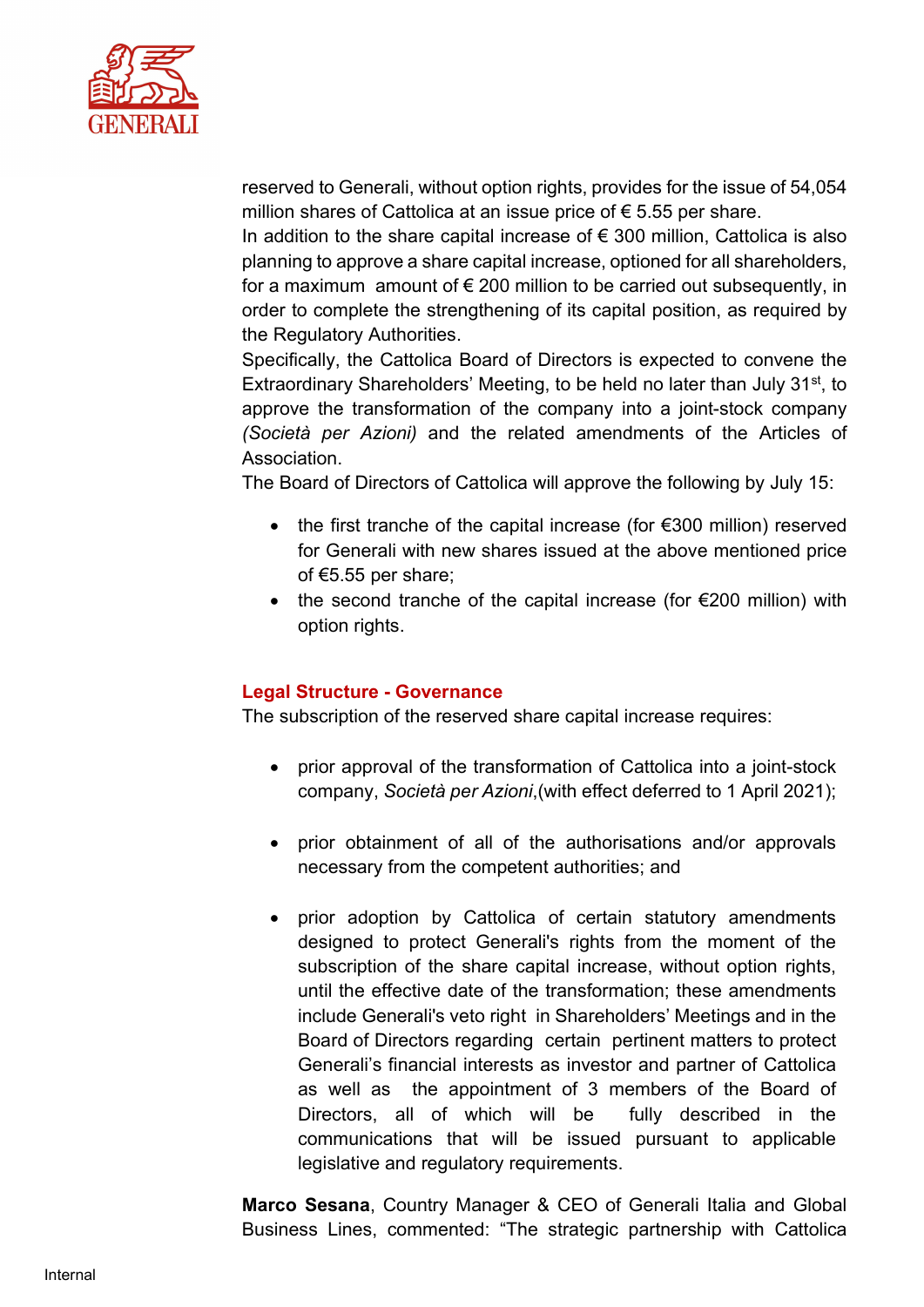reserved to Generali, without option rights, provides for the issue of 54,054 million shares of Cattolica at an issue price of € 5.55 per share.

In addition to the share capital increase of € 300 million, Cattolica is also planning to approve a share capital increase, optioned for all shareholders, for a maximum amount of € 200 million to be carried out subsequently, in order to complete the strengthening of its capital position, as required by the Regulatory Authorities.

Specifically, the Cattolica Board of Directors is expected to convene the Extraordinary Shareholders' Meeting, to be held no later than July 31st, to approve the transformation of the company into a joint-stock company *(Società per Azioni)* and the related amendments of the Articles of Association.

The Board of Directors of Cattolica will approve the following by July 15:

- the first tranche of the capital increase (for €300 million) reserved for Generali with new shares issued at the above mentioned price of €5.55 per share;
- the second tranche of the capital increase (for €200 million) with option rights.

## Legal Structure - Governance

The subscription of the reserved share capital increase requires:

- prior approval of the transformation of Cattolica into a joint-stock company, *Società per Azioni*,(with effect deferred to 1 April 2021);
- prior obtainment of all of the authorisations and/or approvals necessary from the competent authorities; and
- prior adoption by Cattolica of certain statutory amendments designed to protect Generali's rights from the moment of the subscription of the share capital increase, without option rights, until the effective date of the transformation; these amendments include Generali's veto right in Shareholders' Meetings and in the Board of Directors regarding certain pertinent matters to protect Generali's financial interests as investor and partner of Cattolica as well as the appointment of 3 members of the Board of Directors, all of which will be fully described in the communications that will be issued pursuant to applicable legislative and regulatory requirements.

**Marco Sesana**, Country Manager & CEO of Generali Italia and Global Business Lines, commented: "The strategic partnership with Cattolica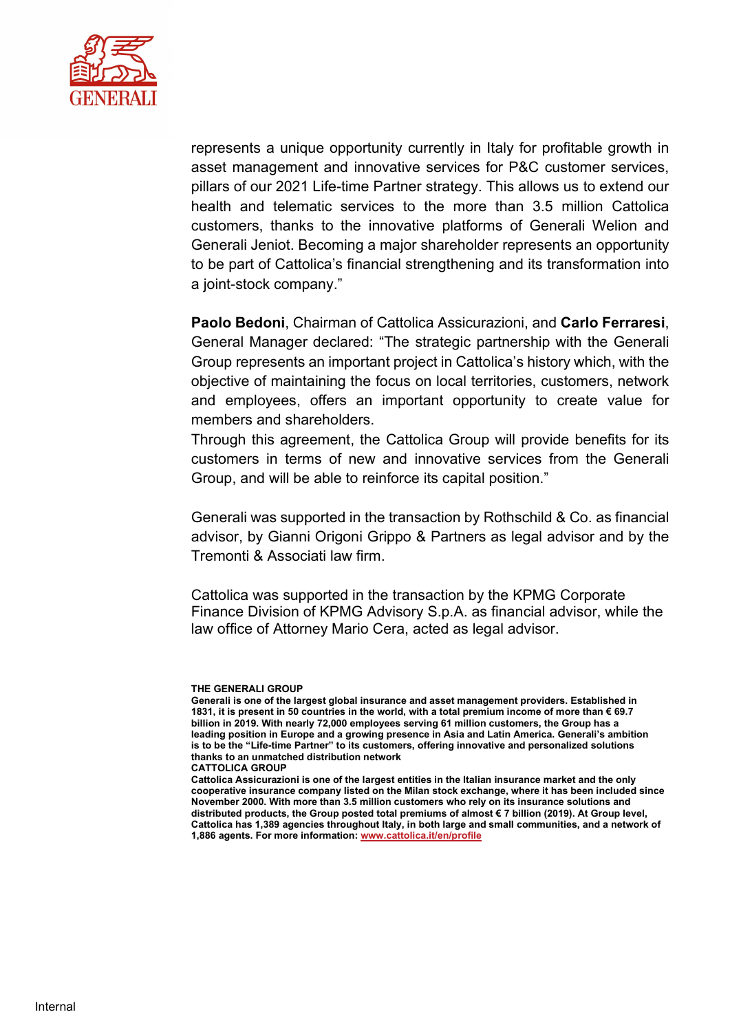represents a unique opportunity currently in Italy for profitable growth in asset management and innovative services for P&C customer services, pillars of our 2021 Life-time Partner strategy. This allows us to extend our health and telematic services to the more than 3.5 million Cattolica customers, thanks to the innovative platforms of Generali Welion and Generali Jeniot. Becoming a major shareholder represents an opportunity to be part of Cattolica's financial strengthening and its transformation into a joint-stock company."

**Paolo Bedoni**, Chairman of Cattolica Assicurazioni, and **Carlo Ferraresi**, General Manager declared: "The strategic partnership with the Generali Group represents an important project in Cattolica's history which, with the objective of maintaining the focus on local territories, customers, network and employees, offers an important opportunity to create value for members and shareholders.
Through this agreement, the Cattolica Group will provide benefits for its customers in terms of new and innovative services from the Generali Group, and will be able to reinforce its capital position."

Generali was supported in the transaction by Rothschild & Co. as financial advisor, by Gianni Origoni Grippo & Partners as legal advisor and by the Tremonti & Associati law firm.

Cattolica was supported in the transaction by the KPMG Corporate Finance Division of KPMG Advisory S.p.A. as financial advisor, while the law office of Attorney Mario Cera, acted as legal advisor.

**THE GENERALI GROUP**
**Generali is one of the largest global insurance and asset management providers. Established in 1831, it is present in 50 countries in the world, with a total premium income of more than € 69.7 billion in 2019. With nearly 72,000 employees serving 61 million customers, the Group has a leading position in Europe and a growing presence in Asia and Latin America. Generali's ambition is to be the "Life-time Partner" to its customers, offering innovative and personalized solutions thanks to an unmatched distribution network**
**CATTOLICA GROUP**
**Cattolica Assicurazioni is one of the largest entities in the Italian insurance market and the only cooperative insurance company listed on the Milan stock exchange, where it has been included since November 2000. With more than 3.5 million customers who rely on its insurance solutions and distributed products, the Group posted total premiums of almost € 7 billion (2019). At Group level, Cattolica has 1,389 agencies throughout Italy, in both large and small communities, and a network of 1,886 agents. For more information: [www.cattolica.it/en/profile](www.cattolica.it/en/profile)**